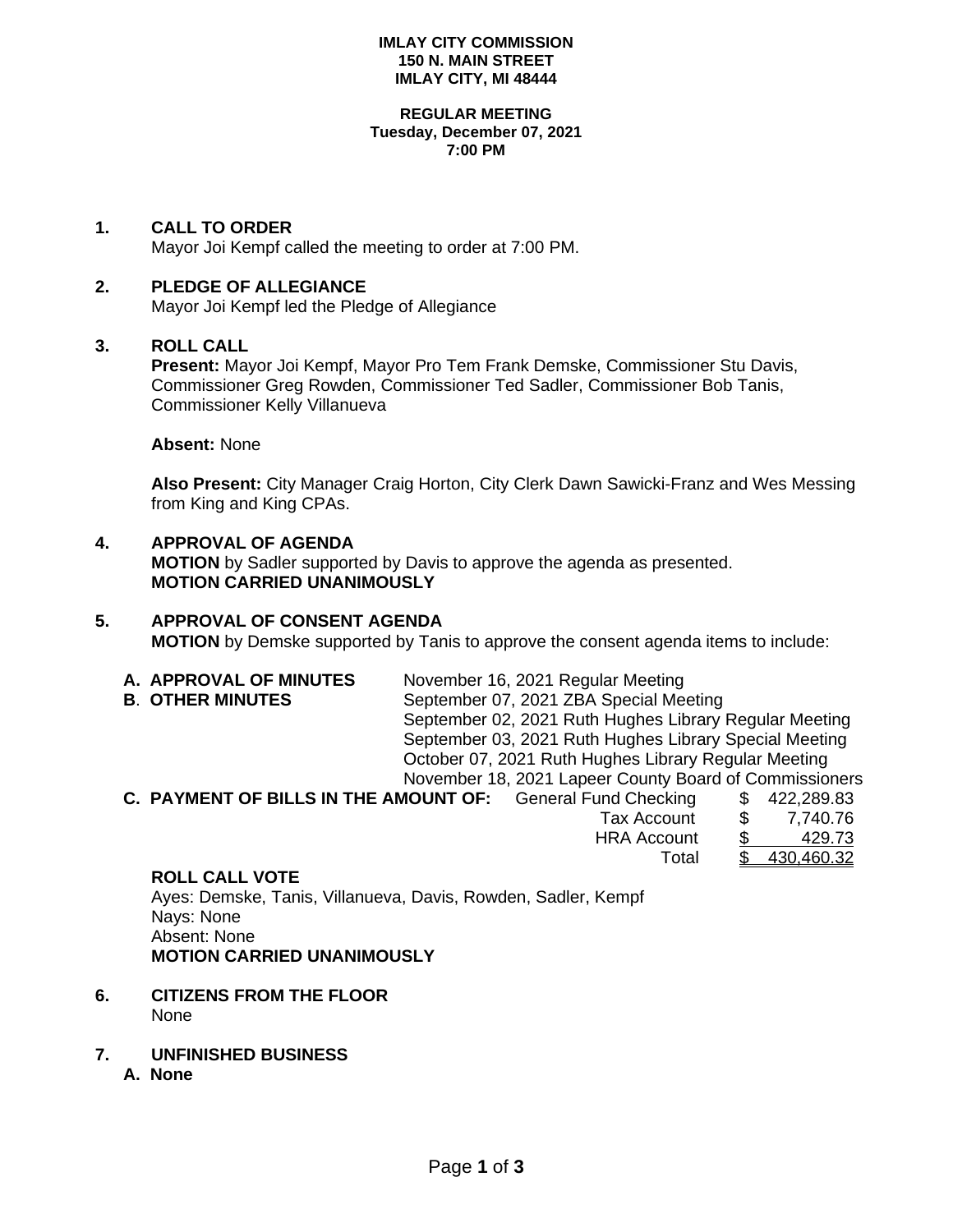**IMLAY CITY COMMISSION**
**150 N. MAIN STREET**
**IMLAY CITY, MI 48444**

**REGULAR MEETING**
**Tuesday, December 07, 2021**
**7:00 PM**

## 1. CALL TO ORDER

Mayor Joi Kempf called the meeting to order at 7:00 PM.

## 2. PLEDGE OF ALLEGIANCE

Mayor Joi Kempf led the Pledge of Allegiance

## 3. ROLL CALL

**Present:** Mayor Joi Kempf, Mayor Pro Tem Frank Demske, Commissioner Stu Davis, Commissioner Greg Rowden, Commissioner Ted Sadler, Commissioner Bob Tanis, Commissioner Kelly Villanueva

**Absent:** None

**Also Present:** City Manager Craig Horton, City Clerk Dawn Sawicki-Franz and Wes Messing from King and King CPAs.

## 4. APPROVAL OF AGENDA

**MOTION** by Sadler supported by Davis to approve the agenda as presented.
**MOTION CARRIED UNANIMOUSLY**

## 5. APPROVAL OF CONSENT AGENDA

**MOTION** by Demske supported by Tanis to approve the consent agenda items to include:

**A. APPROVAL OF MINUTES** November 16, 2021 Regular Meeting

**B. OTHER MINUTES**
- September 07, 2021 ZBA Special Meeting
- September 02, 2021 Ruth Hughes Library Regular Meeting
- September 03, 2021 Ruth Hughes Library Special Meeting
- October 07, 2021 Ruth Hughes Library Regular Meeting
- November 18, 2021 Lapeer County Board of Commissioners

**C. PAYMENT OF BILLS IN THE AMOUNT OF:**

| Account | Amount |
|---|---|
| General Fund Checking | $ 422,289.83 |
| Tax Account | $ 7,740.76 |
| HRA Account | $ 429.73 |
| Total | $ 430,460.32 |

**ROLL CALL VOTE**
Ayes: Demske, Tanis, Villanueva, Davis, Rowden, Sadler, Kempf
Nays: None
Absent: None
**MOTION CARRIED UNANIMOUSLY**

## 6. CITIZENS FROM THE FLOOR

None

## 7. UNFINISHED BUSINESS

**A. None**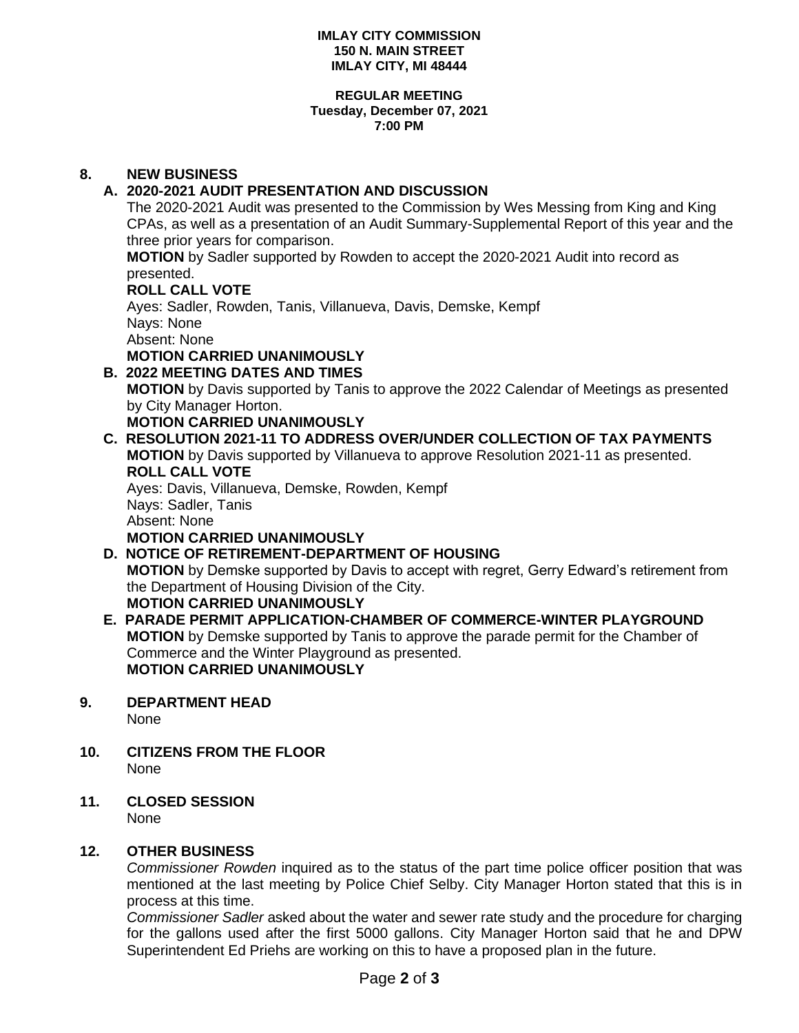**IMLAY CITY COMMISSION**
**150 N. MAIN STREET**
**IMLAY CITY, MI 48444**

**REGULAR MEETING**
**Tuesday, December 07, 2021**
**7:00 PM**

## 8. NEW BUSINESS

### A. 2020-2021 AUDIT PRESENTATION AND DISCUSSION

The 2020-2021 Audit was presented to the Commission by Wes Messing from King and King CPAs, as well as a presentation of an Audit Summary-Supplemental Report of this year and the three prior years for comparison.

**MOTION** by Sadler supported by Rowden to accept the 2020-2021 Audit into record as presented.

**ROLL CALL VOTE**

Ayes: Sadler, Rowden, Tanis, Villanueva, Davis, Demske, Kempf
Nays: None
Absent: None

**MOTION CARRIED UNANIMOUSLY**

### B. 2022 MEETING DATES AND TIMES

**MOTION** by Davis supported by Tanis to approve the 2022 Calendar of Meetings as presented by City Manager Horton.

**MOTION CARRIED UNANIMOUSLY**

### C. RESOLUTION 2021-11 TO ADDRESS OVER/UNDER COLLECTION OF TAX PAYMENTS

**MOTION** by Davis supported by Villanueva to approve Resolution 2021-11 as presented.

**ROLL CALL VOTE**

Ayes: Davis, Villanueva, Demske, Rowden, Kempf
Nays: Sadler, Tanis
Absent: None

**MOTION CARRIED UNANIMOUSLY**

### D. NOTICE OF RETIREMENT-DEPARTMENT OF HOUSING

**MOTION** by Demske supported by Davis to accept with regret, Gerry Edward's retirement from the Department of Housing Division of the City.

**MOTION CARRIED UNANIMOUSLY**

### E. PARADE PERMIT APPLICATION-CHAMBER OF COMMERCE-WINTER PLAYGROUND

**MOTION** by Demske supported by Tanis to approve the parade permit for the Chamber of Commerce and the Winter Playground as presented.

**MOTION CARRIED UNANIMOUSLY**

## 9. DEPARTMENT HEAD

None

## 10. CITIZENS FROM THE FLOOR

None

## 11. CLOSED SESSION

None

## 12. OTHER BUSINESS

*Commissioner Rowden* inquired as to the status of the part time police officer position that was mentioned at the last meeting by Police Chief Selby. City Manager Horton stated that this is in process at this time.

*Commissioner Sadler* asked about the water and sewer rate study and the procedure for charging for the gallons used after the first 5000 gallons. City Manager Horton said that he and DPW Superintendent Ed Priehs are working on this to have a proposed plan in the future.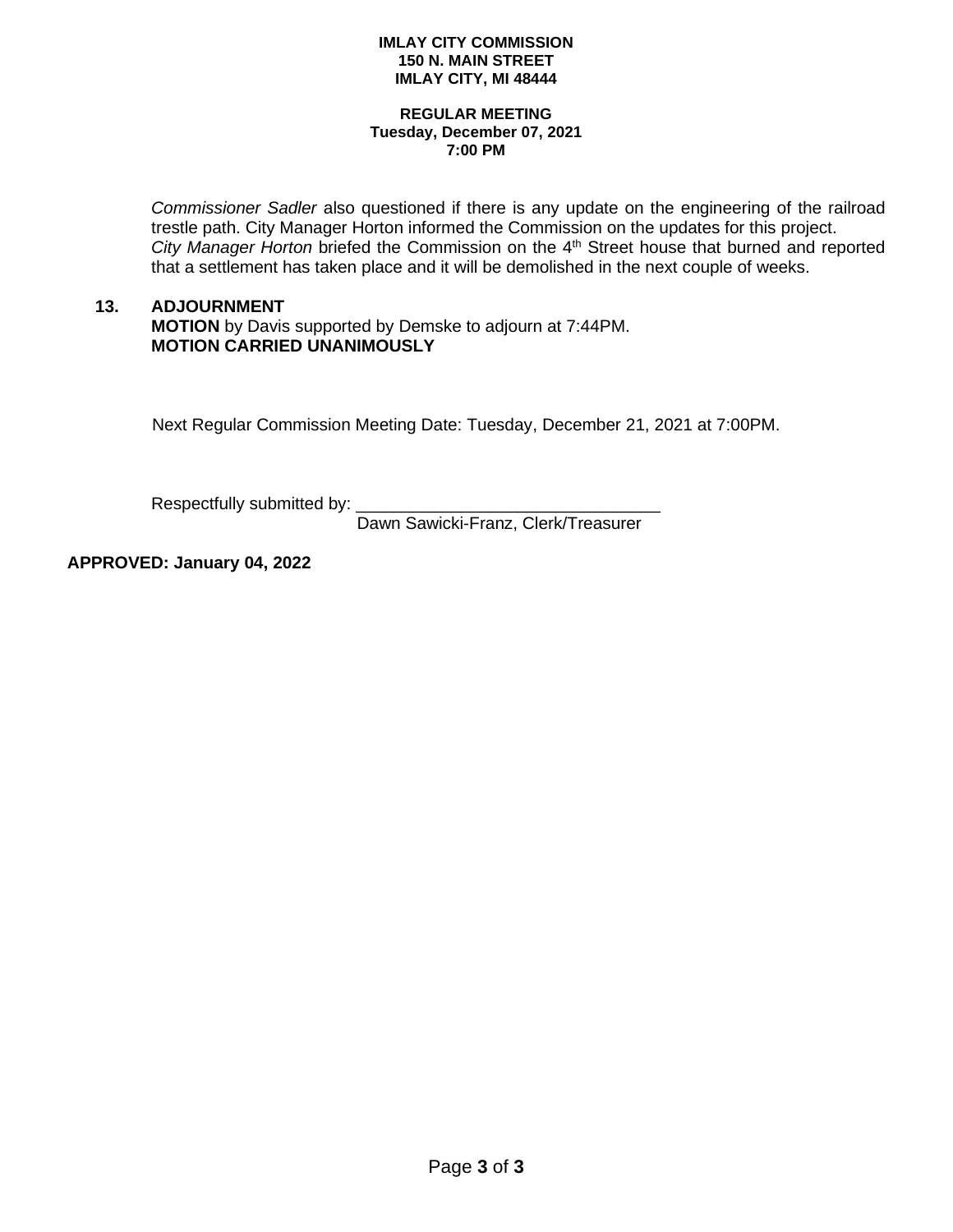*Commissioner Sadler* also questioned if there is any update on the engineering of the railroad trestle path. City Manager Horton informed the Commission on the updates for this project.
*City Manager Horton* briefed the Commission on the 4th Street house that burned and reported that a settlement has taken place and it will be demolished in the next couple of weeks.

## 13. ADJOURNMENT

**MOTION** by Davis supported by Demske to adjourn at 7:44PM.
**MOTION CARRIED UNANIMOUSLY**

Next Regular Commission Meeting Date: Tuesday, December 21, 2021 at 7:00PM.

Respectfully submitted by: ________________________________
Dawn Sawicki-Franz, Clerk/Treasurer

**APPROVED: January 04, 2022**